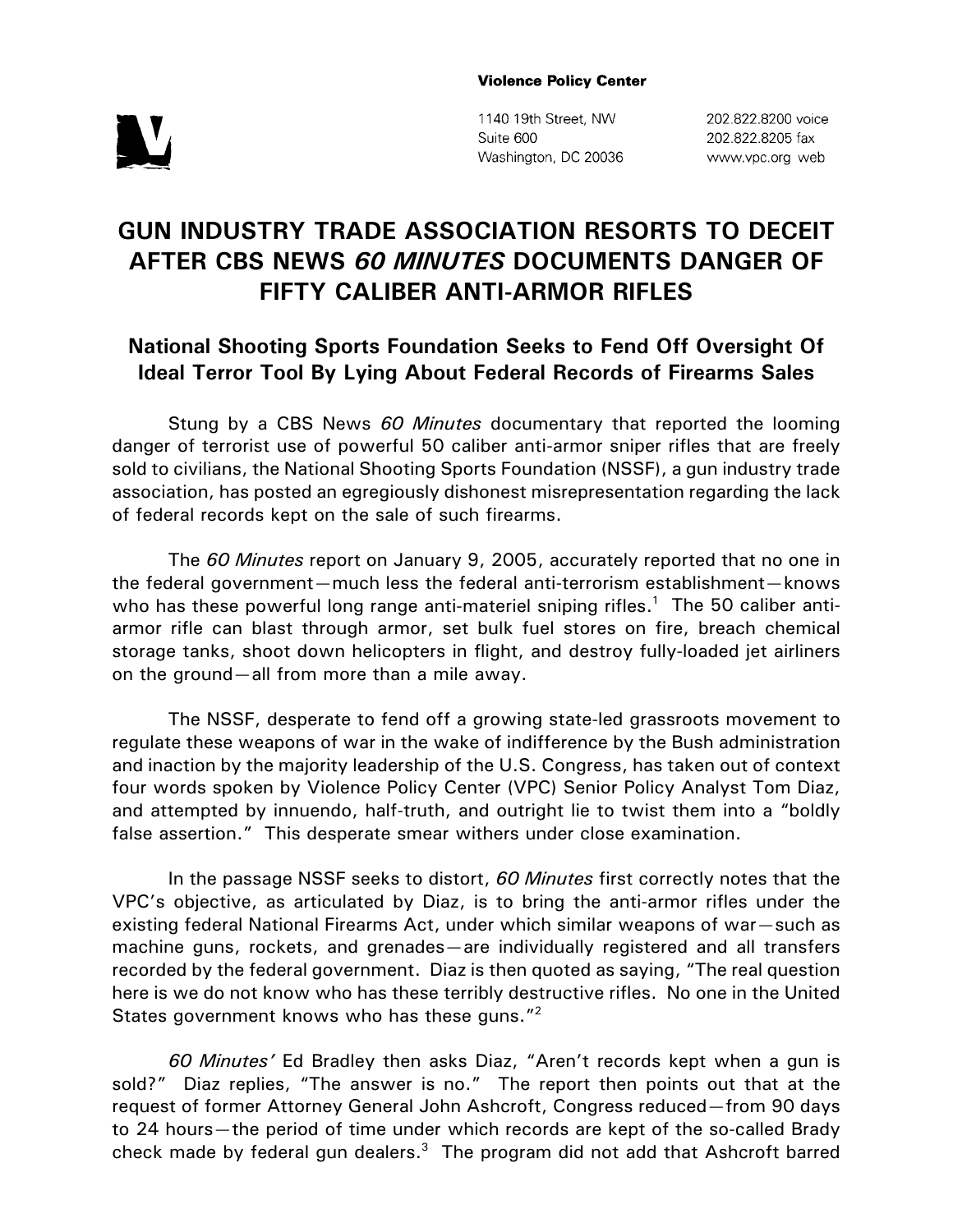**Violence Policy Center**

1140 19th Street, NW
Suite 600
Washington, DC 20036

202.822.8200 voice
202.822.8205 fax
www.vpc.org web

# GUN INDUSTRY TRADE ASSOCIATION RESORTS TO DECEIT AFTER CBS NEWS *60 MINUTES* DOCUMENTS DANGER OF FIFTY CALIBER ANTI-ARMOR RIFLES

## National Shooting Sports Foundation Seeks to Fend Off Oversight Of Ideal Terror Tool By Lying About Federal Records of Firearms Sales

Stung by a CBS News *60 Minutes* documentary that reported the looming danger of terrorist use of powerful 50 caliber anti-armor sniper rifles that are freely sold to civilians, the National Shooting Sports Foundation (NSSF), a gun industry trade association, has posted an egregiously dishonest misrepresentation regarding the lack of federal records kept on the sale of such firearms.

The *60 Minutes* report on January 9, 2005, accurately reported that no one in the federal government—much less the federal anti-terrorism establishment—knows who has these powerful long range anti-materiel sniping rifles.[1] The 50 caliber anti-armor rifle can blast through armor, set bulk fuel stores on fire, breach chemical storage tanks, shoot down helicopters in flight, and destroy fully-loaded jet airliners on the ground—all from more than a mile away.

The NSSF, desperate to fend off a growing state-led grassroots movement to regulate these weapons of war in the wake of indifference by the Bush administration and inaction by the majority leadership of the U.S. Congress, has taken out of context four words spoken by Violence Policy Center (VPC) Senior Policy Analyst Tom Diaz, and attempted by innuendo, half-truth, and outright lie to twist them into a "boldly false assertion." This desperate smear withers under close examination.

In the passage NSSF seeks to distort, *60 Minutes* first correctly notes that the VPC's objective, as articulated by Diaz, is to bring the anti-armor rifles under the existing federal National Firearms Act, under which similar weapons of war—such as machine guns, rockets, and grenades—are individually registered and all transfers recorded by the federal government. Diaz is then quoted as saying, "The real question here is we do not know who has these terribly destructive rifles. No one in the United States government knows who has these guns."[2]

*60 Minutes'* Ed Bradley then asks Diaz, "Aren't records kept when a gun is sold?" Diaz replies, "The answer is no." The report then points out that at the request of former Attorney General John Ashcroft, Congress reduced—from 90 days to 24 hours—the period of time under which records are kept of the so-called Brady check made by federal gun dealers.[3] The program did not add that Ashcroft barred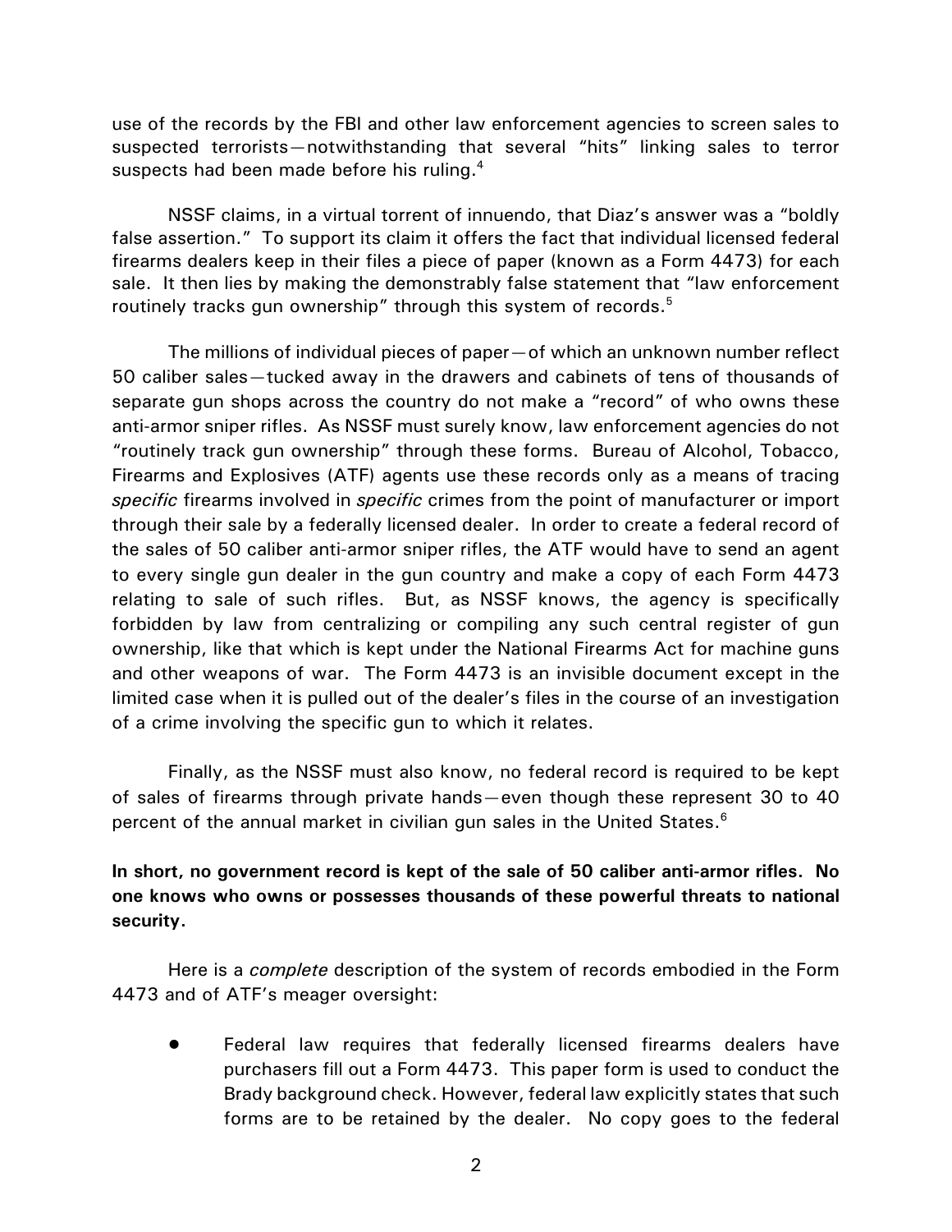use of the records by the FBI and other law enforcement agencies to screen sales to suspected terrorists—notwithstanding that several "hits" linking sales to terror suspects had been made before his ruling.[4]

NSSF claims, in a virtual torrent of innuendo, that Diaz's answer was a "boldly false assertion." To support its claim it offers the fact that individual licensed federal firearms dealers keep in their files a piece of paper (known as a Form 4473) for each sale. It then lies by making the demonstrably false statement that "law enforcement routinely tracks gun ownership" through this system of records.[5]

The millions of individual pieces of paper—of which an unknown number reflect 50 caliber sales—tucked away in the drawers and cabinets of tens of thousands of separate gun shops across the country do not make a "record" of who owns these anti-armor sniper rifles. As NSSF must surely know, law enforcement agencies do not "routinely track gun ownership" through these forms. Bureau of Alcohol, Tobacco, Firearms and Explosives (ATF) agents use these records only as a means of tracing *specific* firearms involved in *specific* crimes from the point of manufacturer or import through their sale by a federally licensed dealer. In order to create a federal record of the sales of 50 caliber anti-armor sniper rifles, the ATF would have to send an agent to every single gun dealer in the gun country and make a copy of each Form 4473 relating to sale of such rifles. But, as NSSF knows, the agency is specifically forbidden by law from centralizing or compiling any such central register of gun ownership, like that which is kept under the National Firearms Act for machine guns and other weapons of war. The Form 4473 is an invisible document except in the limited case when it is pulled out of the dealer's files in the course of an investigation of a crime involving the specific gun to which it relates.

Finally, as the NSSF must also know, no federal record is required to be kept of sales of firearms through private hands—even though these represent 30 to 40 percent of the annual market in civilian gun sales in the United States.[6]

**In short, no government record is kept of the sale of 50 caliber anti-armor rifles. No one knows who owns or possesses thousands of these powerful threats to national security.**

Here is a *complete* description of the system of records embodied in the Form 4473 and of ATF's meager oversight:

- Federal law requires that federally licensed firearms dealers have purchasers fill out a Form 4473. This paper form is used to conduct the Brady background check. However, federal law explicitly states that such forms are to be retained by the dealer. No copy goes to the federal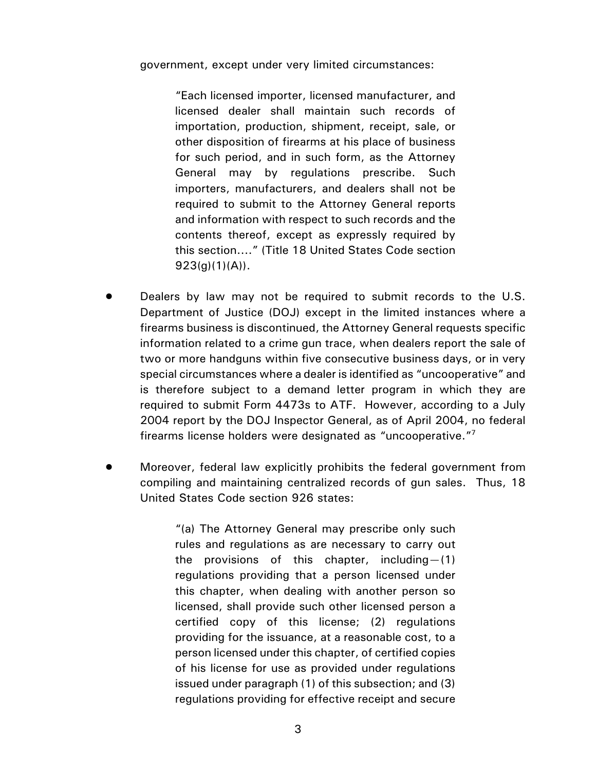government, except under very limited circumstances:

> "Each licensed importer, licensed manufacturer, and licensed dealer shall maintain such records of importation, production, shipment, receipt, sale, or other disposition of firearms at his place of business for such period, and in such form, as the Attorney General may by regulations prescribe. Such importers, manufacturers, and dealers shall not be required to submit to the Attorney General reports and information with respect to such records and the contents thereof, except as expressly required by this section…." (Title 18 United States Code section 923(g)(1)(A)).

- Dealers by law may not be required to submit records to the U.S. Department of Justice (DOJ) except in the limited instances where a firearms business is discontinued, the Attorney General requests specific information related to a crime gun trace, when dealers report the sale of two or more handguns within five consecutive business days, or in very special circumstances where a dealer is identified as "uncooperative" and is therefore subject to a demand letter program in which they are required to submit Form 4473s to ATF. However, according to a July 2004 report by the DOJ Inspector General, as of April 2004, no federal firearms license holders were designated as "uncooperative."[7]

- Moreover, federal law explicitly prohibits the federal government from compiling and maintaining centralized records of gun sales. Thus, 18 United States Code section 926 states:

> "(a) The Attorney General may prescribe only such rules and regulations as are necessary to carry out the provisions of this chapter, including—(1) regulations providing that a person licensed under this chapter, when dealing with another person so licensed, shall provide such other licensed person a certified copy of this license; (2) regulations providing for the issuance, at a reasonable cost, to a person licensed under this chapter, of certified copies of his license for use as provided under regulations issued under paragraph (1) of this subsection; and (3) regulations providing for effective receipt and secure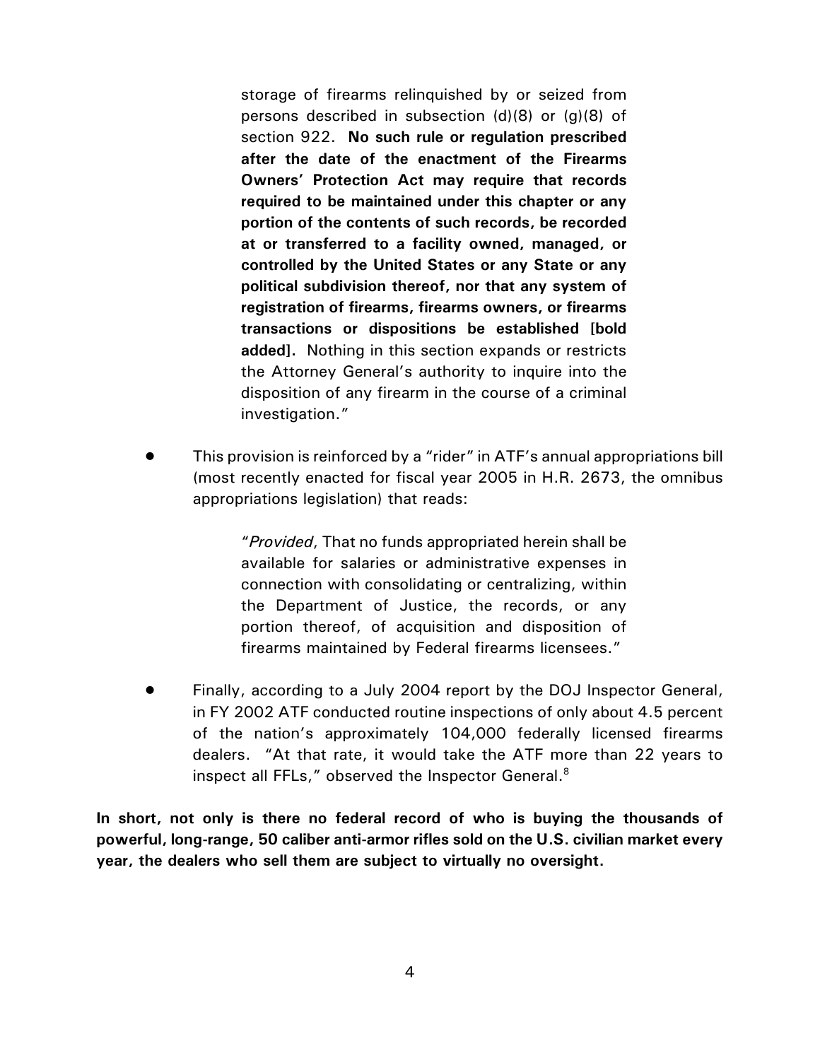> storage of firearms relinquished by or seized from persons described in subsection (d)(8) or (g)(8) of section 922. **No such rule or regulation prescribed after the date of the enactment of the Firearms Owners' Protection Act may require that records required to be maintained under this chapter or any portion of the contents of such records, be recorded at or transferred to a facility owned, managed, or controlled by the United States or any State or any political subdivision thereof, nor that any system of registration of firearms, firearms owners, or firearms transactions or dispositions be established [bold added].** Nothing in this section expands or restricts the Attorney General's authority to inquire into the disposition of any firearm in the course of a criminal investigation."

- This provision is reinforced by a "rider" in ATF's annual appropriations bill (most recently enacted for fiscal year 2005 in H.R. 2673, the omnibus appropriations legislation) that reads:

> "*Provided*, That no funds appropriated herein shall be available for salaries or administrative expenses in connection with consolidating or centralizing, within the Department of Justice, the records, or any portion thereof, of acquisition and disposition of firearms maintained by Federal firearms licensees."

- Finally, according to a July 2004 report by the DOJ Inspector General, in FY 2002 ATF conducted routine inspections of only about 4.5 percent of the nation's approximately 104,000 federally licensed firearms dealers. "At that rate, it would take the ATF more than 22 years to inspect all FFLs," observed the Inspector General.[8]

**In short, not only is there no federal record of who is buying the thousands of powerful, long-range, 50 caliber anti-armor rifles sold on the U.S. civilian market every year, the dealers who sell them are subject to virtually no oversight.**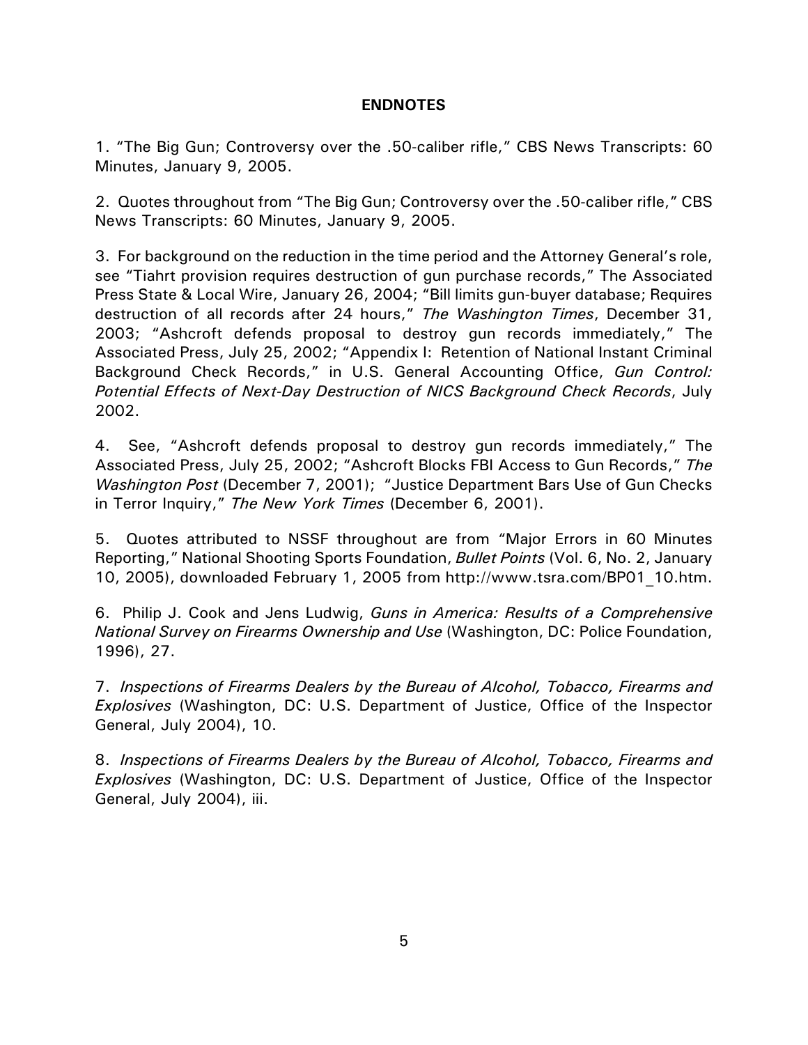**ENDNOTES**

1. "The Big Gun; Controversy over the .50-caliber rifle," CBS News Transcripts: 60 Minutes, January 9, 2005.

2. Quotes throughout from "The Big Gun; Controversy over the .50-caliber rifle," CBS News Transcripts: 60 Minutes, January 9, 2005.

3. For background on the reduction in the time period and the Attorney General's role, see "Tiahrt provision requires destruction of gun purchase records," The Associated Press State & Local Wire, January 26, 2004; "Bill limits gun-buyer database; Requires destruction of all records after 24 hours," *The Washington Times*, December 31, 2003; "Ashcroft defends proposal to destroy gun records immediately," The Associated Press, July 25, 2002; "Appendix I: Retention of National Instant Criminal Background Check Records," in U.S. General Accounting Office, *Gun Control: Potential Effects of Next-Day Destruction of NICS Background Check Records*, July 2002.

4. See, "Ashcroft defends proposal to destroy gun records immediately," The Associated Press, July 25, 2002; "Ashcroft Blocks FBI Access to Gun Records," *The Washington Post* (December 7, 2001); "Justice Department Bars Use of Gun Checks in Terror Inquiry," *The New York Times* (December 6, 2001).

5. Quotes attributed to NSSF throughout are from "Major Errors in 60 Minutes Reporting," National Shooting Sports Foundation, *Bullet Points* (Vol. 6, No. 2, January 10, 2005), downloaded February 1, 2005 from http://www.tsra.com/BP01_10.htm.

6. Philip J. Cook and Jens Ludwig, *Guns in America: Results of a Comprehensive National Survey on Firearms Ownership and Use* (Washington, DC: Police Foundation, 1996), 27.

7. *Inspections of Firearms Dealers by the Bureau of Alcohol, Tobacco, Firearms and Explosives* (Washington, DC: U.S. Department of Justice, Office of the Inspector General, July 2004), 10.

8. *Inspections of Firearms Dealers by the Bureau of Alcohol, Tobacco, Firearms and Explosives* (Washington, DC: U.S. Department of Justice, Office of the Inspector General, July 2004), iii.